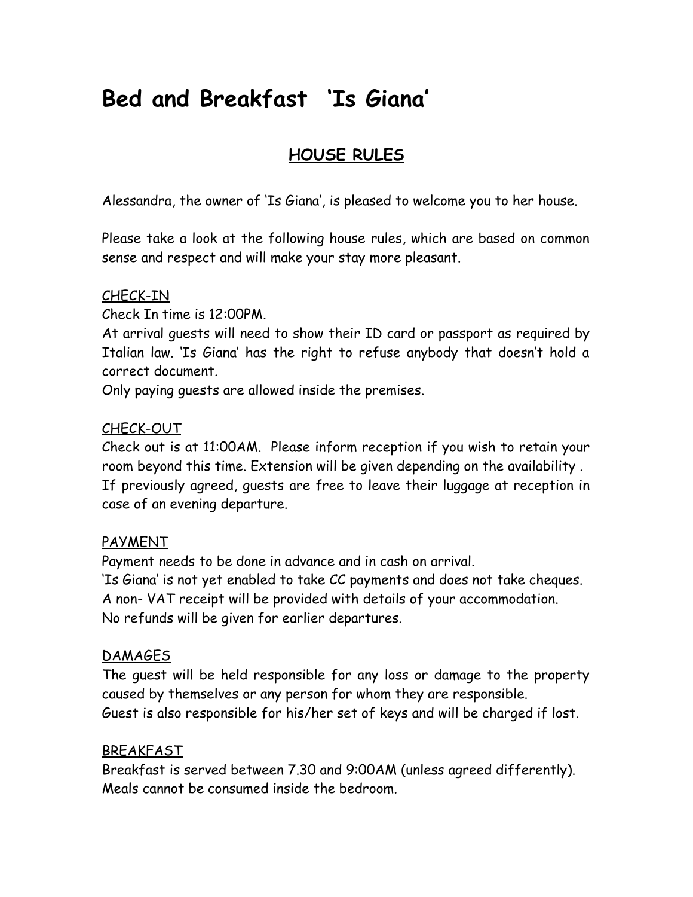# Bed and Breakfast 'Is Giana'

## HOUSE RULES

Alessandra, the owner of 'Is Giana', is pleased to welcome you to her house.

Please take a look at the following house rules, which are based on common sense and respect and will make your stay more pleasant.

### CHECK-IN

Check In time is 12:00PM.

At arrival guests will need to show their ID card or passport as required by Italian law. 'Is Giana' has the right to refuse anybody that doesn't hold a correct document.

Only paying guests are allowed inside the premises.

### CHECK-OUT

Check out is at 11:00AM. Please inform reception if you wish to retain your room beyond this time. Extension will be given depending on the availability .

If previously agreed, guests are free to leave their luggage at reception in case of an evening departure.

### PAYMENT

Payment needs to be done in advance and in cash on arrival.

'Is Giana' is not yet enabled to take CC payments and does not take cheques.

A non- VAT receipt will be provided with details of your accommodation.

No refunds will be given for earlier departures.

### DAMAGES

The guest will be held responsible for any loss or damage to the property caused by themselves or any person for whom they are responsible.

Guest is also responsible for his/her set of keys and will be charged if lost.

### BREAKFAST

Breakfast is served between 7.30 and 9:00AM (unless agreed differently).

Meals cannot be consumed inside the bedroom.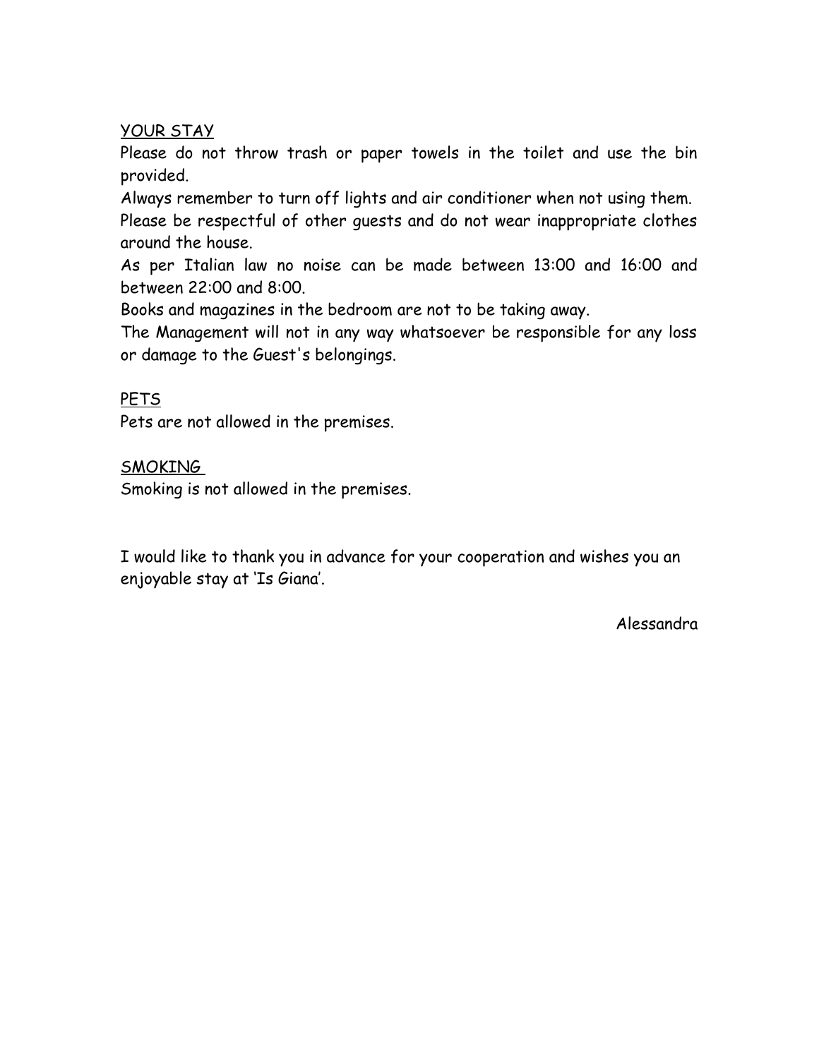<u>YOUR STAY</u>

Please do not throw trash or paper towels in the toilet and use the bin provided.

Always remember to turn off lights and air conditioner when not using them.

Please be respectful of other guests and do not wear inappropriate clothes around the house.

As per Italian law no noise can be made between 13:00 and 16:00 and between 22:00 and 8:00.

Books and magazines in the bedroom are not to be taking away.

The Management will not in any way whatsoever be responsible for any loss or damage to the Guest's belongings.

<u>PETS</u>

Pets are not allowed in the premises.

<u>SMOKING</u>

Smoking is not allowed in the premises.

I would like to thank you in advance for your cooperation and wishes you an enjoyable stay at 'Is Giana'.

Alessandra